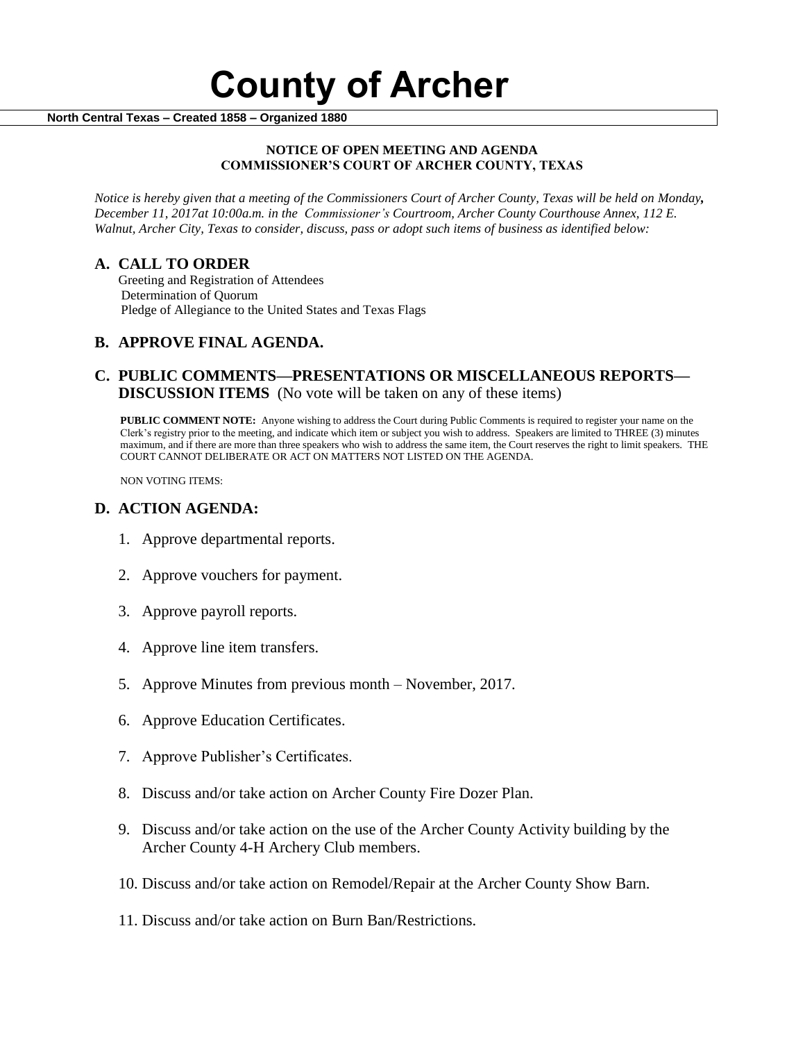# County of Archer

**North Central Texas – Created 1858 – Organized 1880**

**NOTICE OF OPEN MEETING AND AGENDA**
**COMMISSIONER'S COURT OF ARCHER COUNTY, TEXAS**

*Notice is hereby given that a meeting of the Commissioners Court of Archer County, Texas will be held on Monday, December 11, 2017at 10:00a.m. in the Commissioner's Courtroom, Archer County Courthouse Annex, 112 E. Walnut, Archer City, Texas to consider, discuss, pass or adopt such items of business as identified below:*

## A. CALL TO ORDER

Greeting and Registration of Attendees
Determination of Quorum
Pledge of Allegiance to the United States and Texas Flags

## B. APPROVE FINAL AGENDA.

## C. PUBLIC COMMENTS—PRESENTATIONS OR MISCELLANEOUS REPORTS—DISCUSSION ITEMS (No vote will be taken on any of these items)

**PUBLIC COMMENT NOTE:** Anyone wishing to address the Court during Public Comments is required to register your name on the Clerk's registry prior to the meeting, and indicate which item or subject you wish to address. Speakers are limited to THREE (3) minutes maximum, and if there are more than three speakers who wish to address the same item, the Court reserves the right to limit speakers. THE COURT CANNOT DELIBERATE OR ACT ON MATTERS NOT LISTED ON THE AGENDA.

NON VOTING ITEMS:

## D. ACTION AGENDA:

1. Approve departmental reports.
2. Approve vouchers for payment.
3. Approve payroll reports.
4. Approve line item transfers.
5. Approve Minutes from previous month – November, 2017.
6. Approve Education Certificates.
7. Approve Publisher's Certificates.
8. Discuss and/or take action on Archer County Fire Dozer Plan.
9. Discuss and/or take action on the use of the Archer County Activity building by the Archer County 4-H Archery Club members.
10. Discuss and/or take action on Remodel/Repair at the Archer County Show Barn.
11. Discuss and/or take action on Burn Ban/Restrictions.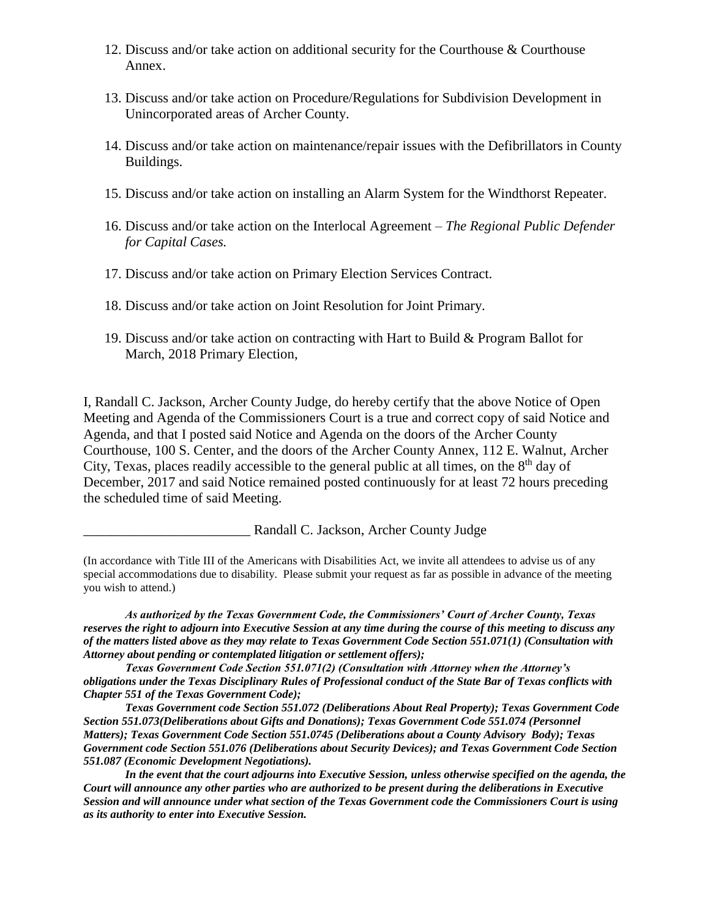12. Discuss and/or take action on additional security for the Courthouse & Courthouse Annex.

13. Discuss and/or take action on Procedure/Regulations for Subdivision Development in Unincorporated areas of Archer County.

14. Discuss and/or take action on maintenance/repair issues with the Defibrillators in County Buildings.

15. Discuss and/or take action on installing an Alarm System for the Windthorst Repeater.

16. Discuss and/or take action on the Interlocal Agreement – *The Regional Public Defender for Capital Cases.*

17. Discuss and/or take action on Primary Election Services Contract.

18. Discuss and/or take action on Joint Resolution for Joint Primary.

19. Discuss and/or take action on contracting with Hart to Build & Program Ballot for March, 2018 Primary Election,

I, Randall C. Jackson, Archer County Judge, do hereby certify that the above Notice of Open Meeting and Agenda of the Commissioners Court is a true and correct copy of said Notice and Agenda, and that I posted said Notice and Agenda on the doors of the Archer County Courthouse, 100 S. Center, and the doors of the Archer County Annex, 112 E. Walnut, Archer City, Texas, places readily accessible to the general public at all times, on the 8th day of December, 2017 and said Notice remained posted continuously for at least 72 hours preceding the scheduled time of said Meeting.

________________________ Randall C. Jackson, Archer County Judge

(In accordance with Title III of the Americans with Disabilities Act, we invite all attendees to advise us of any special accommodations due to disability. Please submit your request as far as possible in advance of the meeting you wish to attend.)

***As authorized by the Texas Government Code, the Commissioners' Court of Archer County, Texas reserves the right to adjourn into Executive Session at any time during the course of this meeting to discuss any of the matters listed above as they may relate to Texas Government Code Section 551.071(1) (Consultation with Attorney about pending or contemplated litigation or settlement offers);***

***Texas Government Code Section 551.071(2) (Consultation with Attorney when the Attorney's obligations under the Texas Disciplinary Rules of Professional conduct of the State Bar of Texas conflicts with Chapter 551 of the Texas Government Code);***

***Texas Government code Section 551.072 (Deliberations About Real Property); Texas Government Code Section 551.073(Deliberations about Gifts and Donations); Texas Government Code 551.074 (Personnel Matters); Texas Government Code Section 551.0745 (Deliberations about a County Advisory Body); Texas Government code Section 551.076 (Deliberations about Security Devices); and Texas Government Code Section 551.087 (Economic Development Negotiations).***

***In the event that the court adjourns into Executive Session, unless otherwise specified on the agenda, the Court will announce any other parties who are authorized to be present during the deliberations in Executive Session and will announce under what section of the Texas Government code the Commissioners Court is using as its authority to enter into Executive Session.***